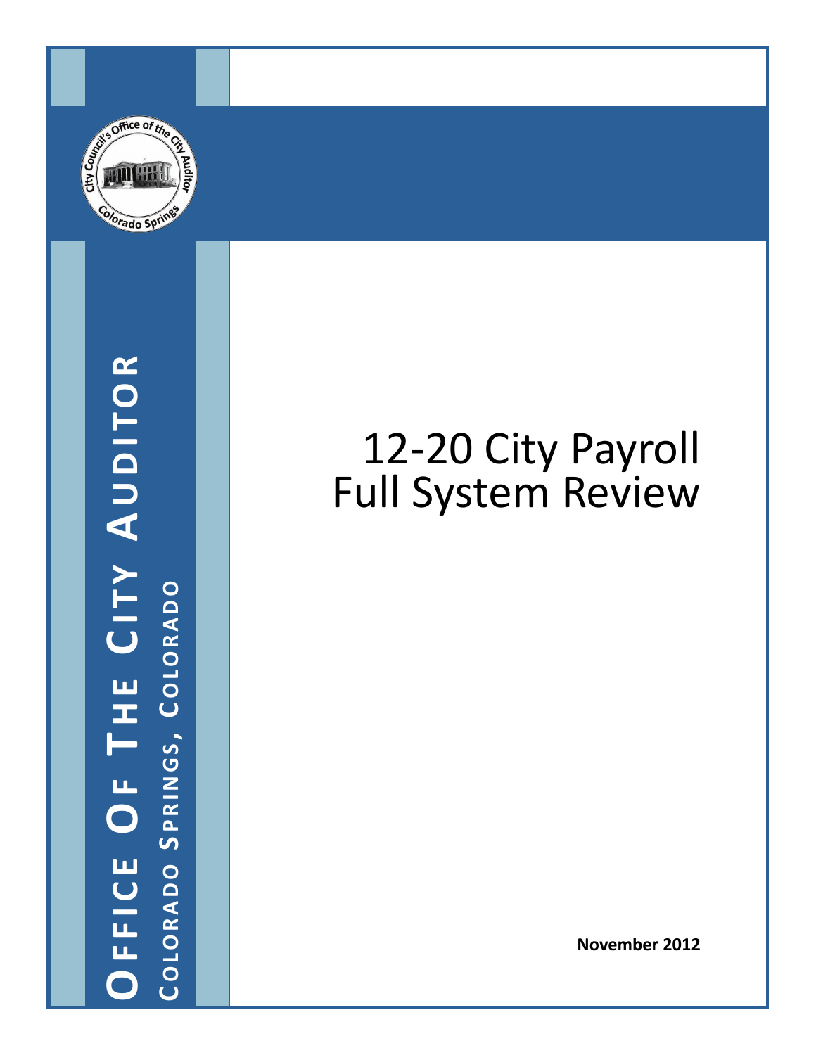# 12-20 City Payroll Full System Review

**November 2012**

OFFICE OF THE CITY AUDITOR

COLORADO SPRINGS, COLORADO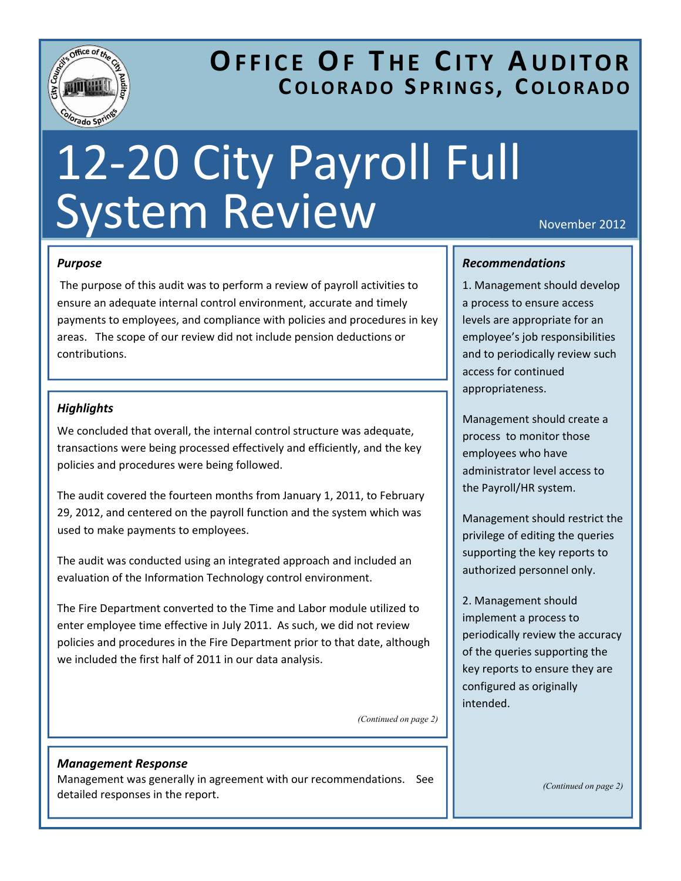# Office Of The City Auditor
## Colorado Springs, Colorado

# 12-20 City Payroll Full System Review

November 2012

### *Purpose*

The purpose of this audit was to perform a review of payroll activities to ensure an adequate internal control environment, accurate and timely payments to employees, and compliance with policies and procedures in key areas. The scope of our review did not include pension deductions or contributions.

### *Highlights*

We concluded that overall, the internal control structure was adequate, transactions were being processed effectively and efficiently, and the key policies and procedures were being followed.

The audit covered the fourteen months from January 1, 2011, to February 29, 2012, and centered on the payroll function and the system which was used to make payments to employees.

The audit was conducted using an integrated approach and included an evaluation of the Information Technology control environment.

The Fire Department converted to the Time and Labor module utilized to enter employee time effective in July 2011. As such, we did not review policies and procedures in the Fire Department prior to that date, although we included the first half of 2011 in our data analysis.

*(Continued on page 2)*

### *Management Response*

Management was generally in agreement with our recommendations. See detailed responses in the report.

### *Recommendations*

1. Management should develop a process to ensure access levels are appropriate for an employee's job responsibilities and to periodically review such access for continued appropriateness.

Management should create a process to monitor those employees who have administrator level access to the Payroll/HR system.

Management should restrict the privilege of editing the queries supporting the key reports to authorized personnel only.

2. Management should implement a process to periodically review the accuracy of the queries supporting the key reports to ensure they are configured as originally intended.

*(Continued on page 2)*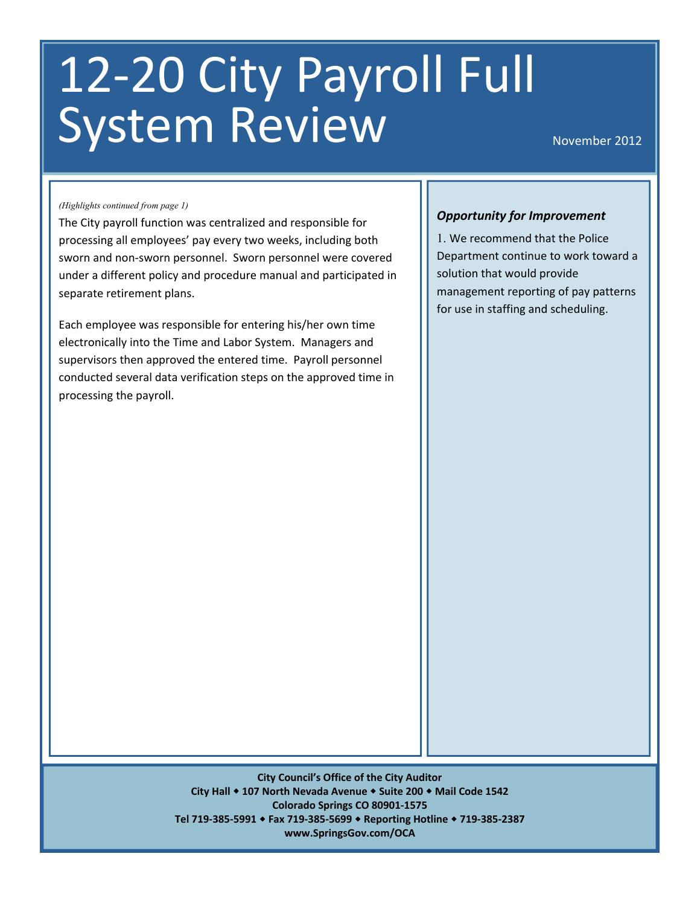# 12-20 City Payroll Full System Review

November 2012

*(Highlights continued from page 1)*

The City payroll function was centralized and responsible for processing all employees' pay every two weeks, including both sworn and non-sworn personnel. Sworn personnel were covered under a different policy and procedure manual and participated in separate retirement plans.

Each employee was responsible for entering his/her own time electronically into the Time and Labor System. Managers and supervisors then approved the entered time. Payroll personnel conducted several data verification steps on the approved time in processing the payroll.

***Opportunity for Improvement***

1. We recommend that the Police Department continue to work toward a solution that would provide management reporting of pay patterns for use in staffing and scheduling.

**City Council's Office of the City Auditor**
**City Hall ◆ 107 North Nevada Avenue ◆ Suite 200 ◆ Mail Code 1542**
**Colorado Springs CO 80901-1575**
**Tel 719-385-5991 ◆ Fax 719-385-5699 ◆ Reporting Hotline ◆ 719-385-2387**
**www.SpringsGov.com/OCA**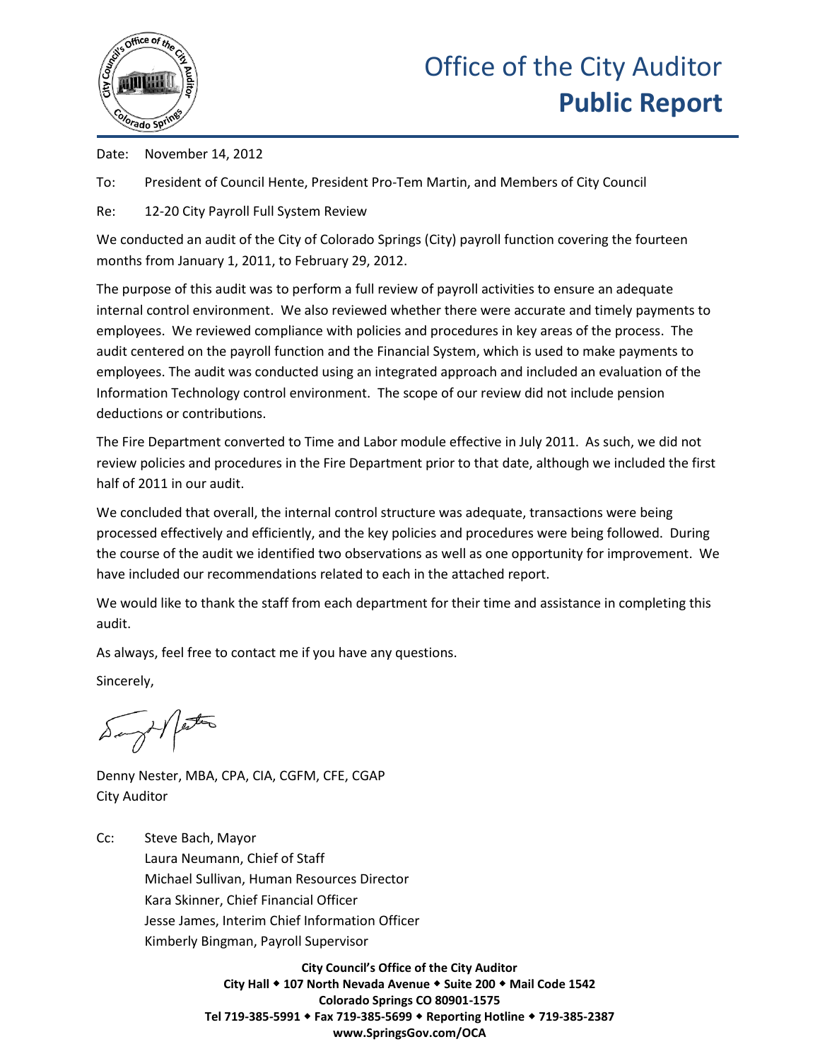# Office of the City Auditor
# **Public Report**

Date: November 14, 2012

To: President of Council Hente, President Pro-Tem Martin, and Members of City Council

Re: 12-20 City Payroll Full System Review

We conducted an audit of the City of Colorado Springs (City) payroll function covering the fourteen months from January 1, 2011, to February 29, 2012.

The purpose of this audit was to perform a full review of payroll activities to ensure an adequate internal control environment. We also reviewed whether there were accurate and timely payments to employees. We reviewed compliance with policies and procedures in key areas of the process. The audit centered on the payroll function and the Financial System, which is used to make payments to employees. The audit was conducted using an integrated approach and included an evaluation of the Information Technology control environment. The scope of our review did not include pension deductions or contributions.

The Fire Department converted to Time and Labor module effective in July 2011. As such, we did not review policies and procedures in the Fire Department prior to that date, although we included the first half of 2011 in our audit.

We concluded that overall, the internal control structure was adequate, transactions were being processed effectively and efficiently, and the key policies and procedures were being followed. During the course of the audit we identified two observations as well as one opportunity for improvement. We have included our recommendations related to each in the attached report.

We would like to thank the staff from each department for their time and assistance in completing this audit.

As always, feel free to contact me if you have any questions.

Sincerely,

Denny Nester, MBA, CPA, CIA, CGFM, CFE, CGAP
City Auditor

Cc: Steve Bach, Mayor
Laura Neumann, Chief of Staff
Michael Sullivan, Human Resources Director
Kara Skinner, Chief Financial Officer
Jesse James, Interim Chief Information Officer
Kimberly Bingman, Payroll Supervisor

**City Council's Office of the City Auditor**
**City Hall ◆ 107 North Nevada Avenue ◆ Suite 200 ◆ Mail Code 1542**
**Colorado Springs CO 80901-1575**
**Tel 719-385-5991 ◆ Fax 719-385-5699 ◆ Reporting Hotline ◆ 719-385-2387**
**www.SpringsGov.com/OCA**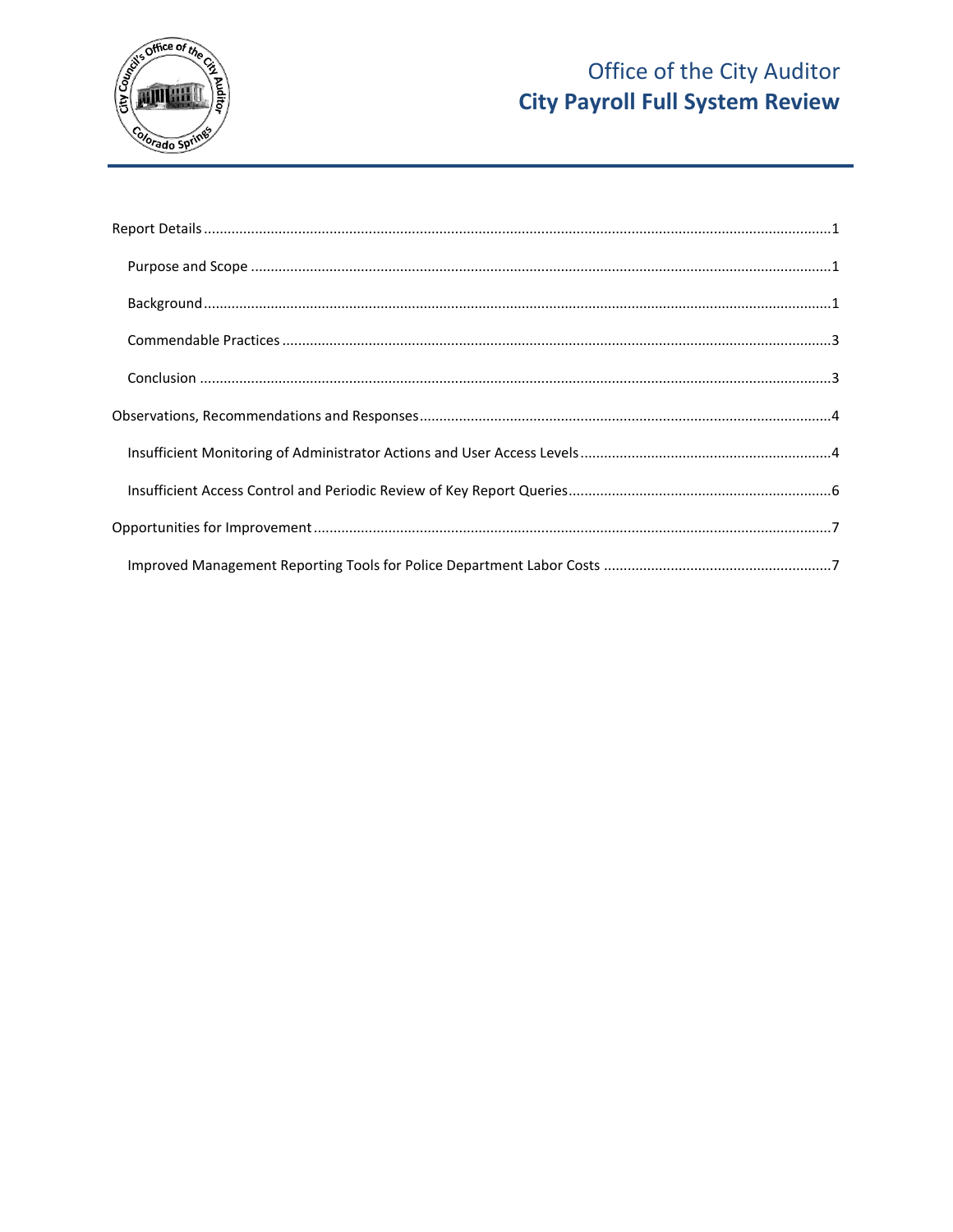# Office of the City Auditor
## City Payroll Full System Review

Report Details ............................................................................................................................................1

- Purpose and Scope ................................................................................................................................1
- Background ............................................................................................................................................1
- Commendable Practices ........................................................................................................................3
- Conclusion .............................................................................................................................................3

Observations, Recommendations and Responses .......................................................................................4

- Insufficient Monitoring of Administrator Actions and User Access Levels ............................................4
- Insufficient Access Control and Periodic Review of Key Report Queries ...............................................6

Opportunities for Improvement ..................................................................................................................7

- Improved Management Reporting Tools for Police Department Labor Costs .......................................7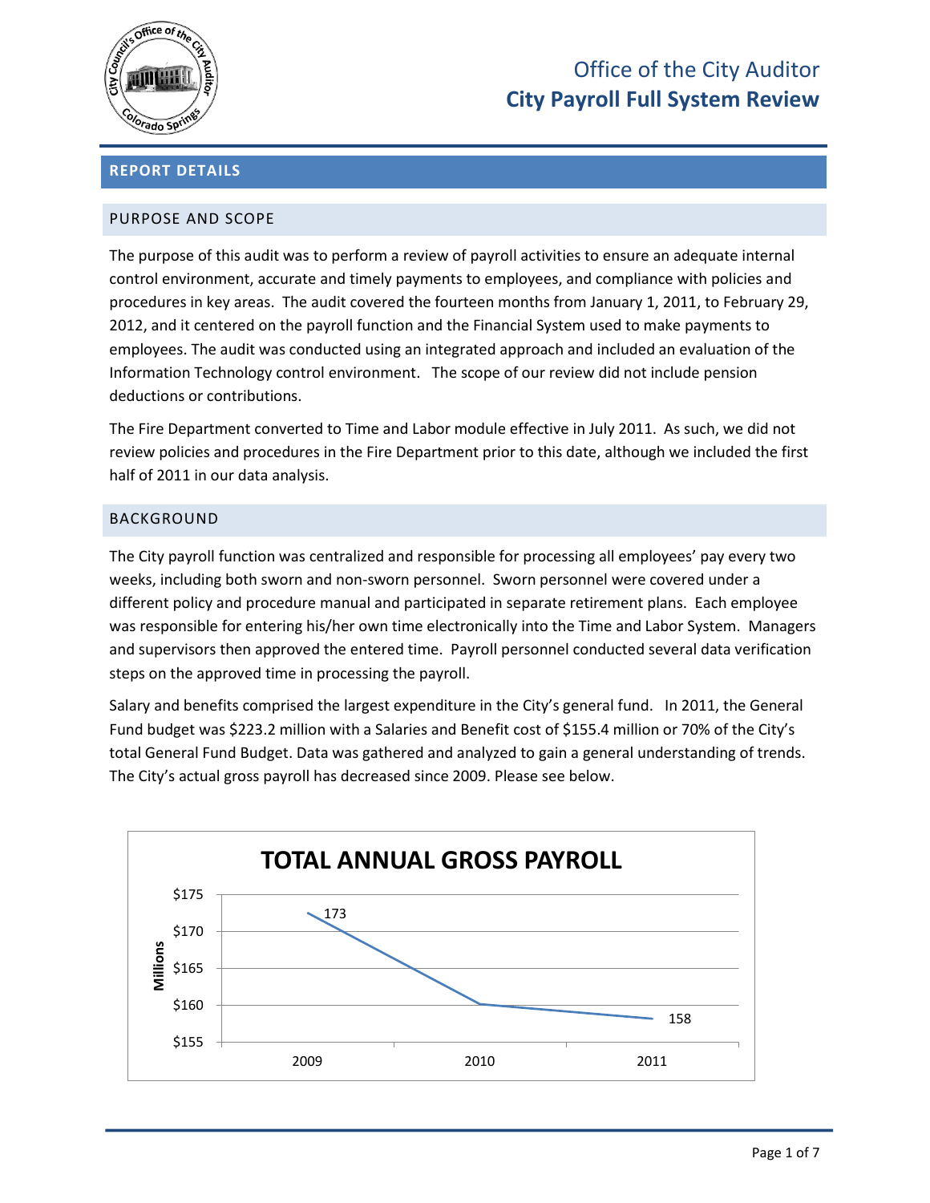# Office of the City Auditor
## City Payroll Full System Review

## REPORT DETAILS

### PURPOSE AND SCOPE

The purpose of this audit was to perform a review of payroll activities to ensure an adequate internal control environment, accurate and timely payments to employees, and compliance with policies and procedures in key areas. The audit covered the fourteen months from January 1, 2011, to February 29, 2012, and it centered on the payroll function and the Financial System used to make payments to employees. The audit was conducted using an integrated approach and included an evaluation of the Information Technology control environment. The scope of our review did not include pension deductions or contributions.

The Fire Department converted to Time and Labor module effective in July 2011. As such, we did not review policies and procedures in the Fire Department prior to this date, although we included the first half of 2011 in our data analysis.

### BACKGROUND

The City payroll function was centralized and responsible for processing all employees' pay every two weeks, including both sworn and non-sworn personnel. Sworn personnel were covered under a different policy and procedure manual and participated in separate retirement plans. Each employee was responsible for entering his/her own time electronically into the Time and Labor System. Managers and supervisors then approved the entered time. Payroll personnel conducted several data verification steps on the approved time in processing the payroll.

Salary and benefits comprised the largest expenditure in the City's general fund. In 2011, the General Fund budget was $223.2 million with a Salaries and Benefit cost of $155.4 million or 70% of the City's total General Fund Budget. Data was gathered and analyzed to gain a general understanding of trends. The City's actual gross payroll has decreased since 2009. Please see below.

**TOTAL ANNUAL GROSS PAYROLL** (Millions)

| Year | Gross Payroll |
|---|---|
| 2009 | 173 |
| 2010 | |
| 2011 | 158 |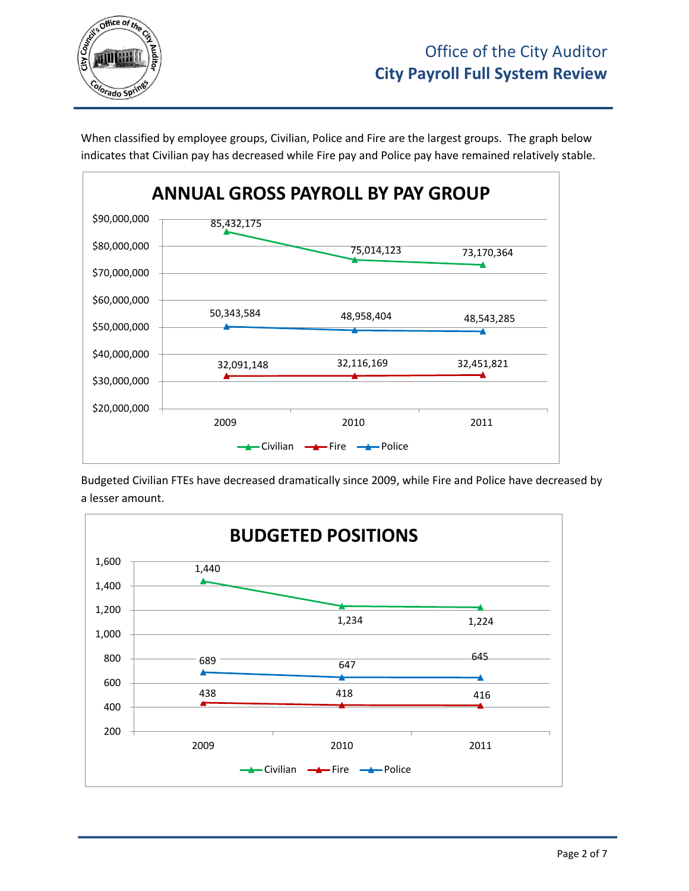When classified by employee groups, Civilian, Police and Fire are the largest groups. The graph below indicates that Civilian pay has decreased while Fire pay and Police pay have remained relatively stable.

**ANNUAL GROSS PAYROLL BY PAY GROUP**

| Pay Group | 2009 | 2010 | 2011 |
|---|---|---|---|
| Civilian | 85,432,175 | 75,014,123 | 73,170,364 |
| Fire | 32,091,148 | 32,116,169 | 32,451,821 |
| Police | 50,343,584 | 48,958,404 | 48,543,285 |

Budgeted Civilian FTEs have decreased dramatically since 2009, while Fire and Police have decreased by a lesser amount.

**BUDGETED POSITIONS**

| Pay Group | 2009 | 2010 | 2011 |
|---|---|---|---|
| Civilian | 1,440 | 1,234 | 1,224 |
| Fire | 438 | 418 | 416 |
| Police | 689 | 647 | 645 |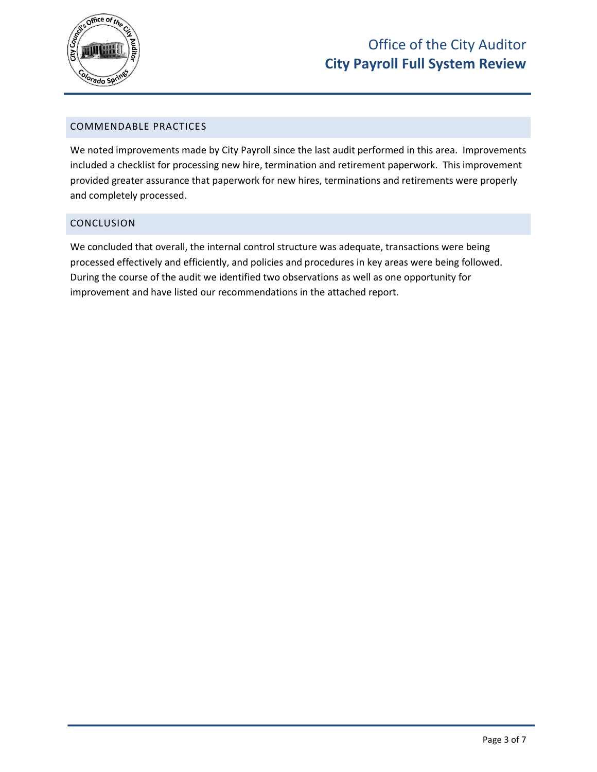## COMMENDABLE PRACTICES

We noted improvements made by City Payroll since the last audit performed in this area. Improvements included a checklist for processing new hire, termination and retirement paperwork. This improvement provided greater assurance that paperwork for new hires, terminations and retirements were properly and completely processed.

## CONCLUSION

We concluded that overall, the internal control structure was adequate, transactions were being processed effectively and efficiently, and policies and procedures in key areas were being followed. During the course of the audit we identified two observations as well as one opportunity for improvement and have listed our recommendations in the attached report.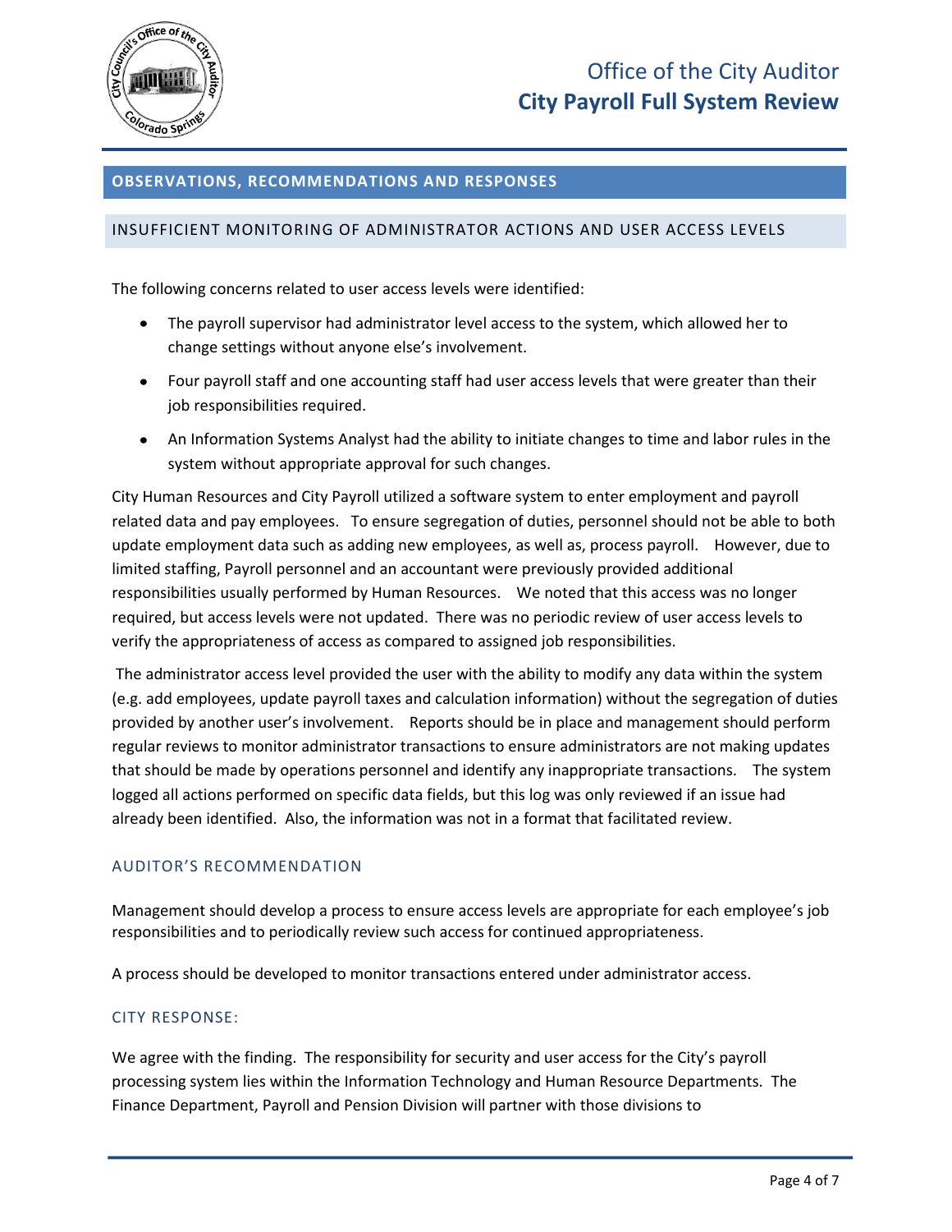## OBSERVATIONS, RECOMMENDATIONS AND RESPONSES

### INSUFFICIENT MONITORING OF ADMINISTRATOR ACTIONS AND USER ACCESS LEVELS

The following concerns related to user access levels were identified:

- The payroll supervisor had administrator level access to the system, which allowed her to change settings without anyone else's involvement.
- Four payroll staff and one accounting staff had user access levels that were greater than their job responsibilities required.
- An Information Systems Analyst had the ability to initiate changes to time and labor rules in the system without appropriate approval for such changes.

City Human Resources and City Payroll utilized a software system to enter employment and payroll related data and pay employees. To ensure segregation of duties, personnel should not be able to both update employment data such as adding new employees, as well as, process payroll. However, due to limited staffing, Payroll personnel and an accountant were previously provided additional responsibilities usually performed by Human Resources. We noted that this access was no longer required, but access levels were not updated. There was no periodic review of user access levels to verify the appropriateness of access as compared to assigned job responsibilities.

The administrator access level provided the user with the ability to modify any data within the system (e.g. add employees, update payroll taxes and calculation information) without the segregation of duties provided by another user's involvement. Reports should be in place and management should perform regular reviews to monitor administrator transactions to ensure administrators are not making updates that should be made by operations personnel and identify any inappropriate transactions. The system logged all actions performed on specific data fields, but this log was only reviewed if an issue had already been identified. Also, the information was not in a format that facilitated review.

#### AUDITOR'S RECOMMENDATION

Management should develop a process to ensure access levels are appropriate for each employee's job responsibilities and to periodically review such access for continued appropriateness.

A process should be developed to monitor transactions entered under administrator access.

#### CITY RESPONSE:

We agree with the finding. The responsibility for security and user access for the City's payroll processing system lies within the Information Technology and Human Resource Departments. The Finance Department, Payroll and Pension Division will partner with those divisions to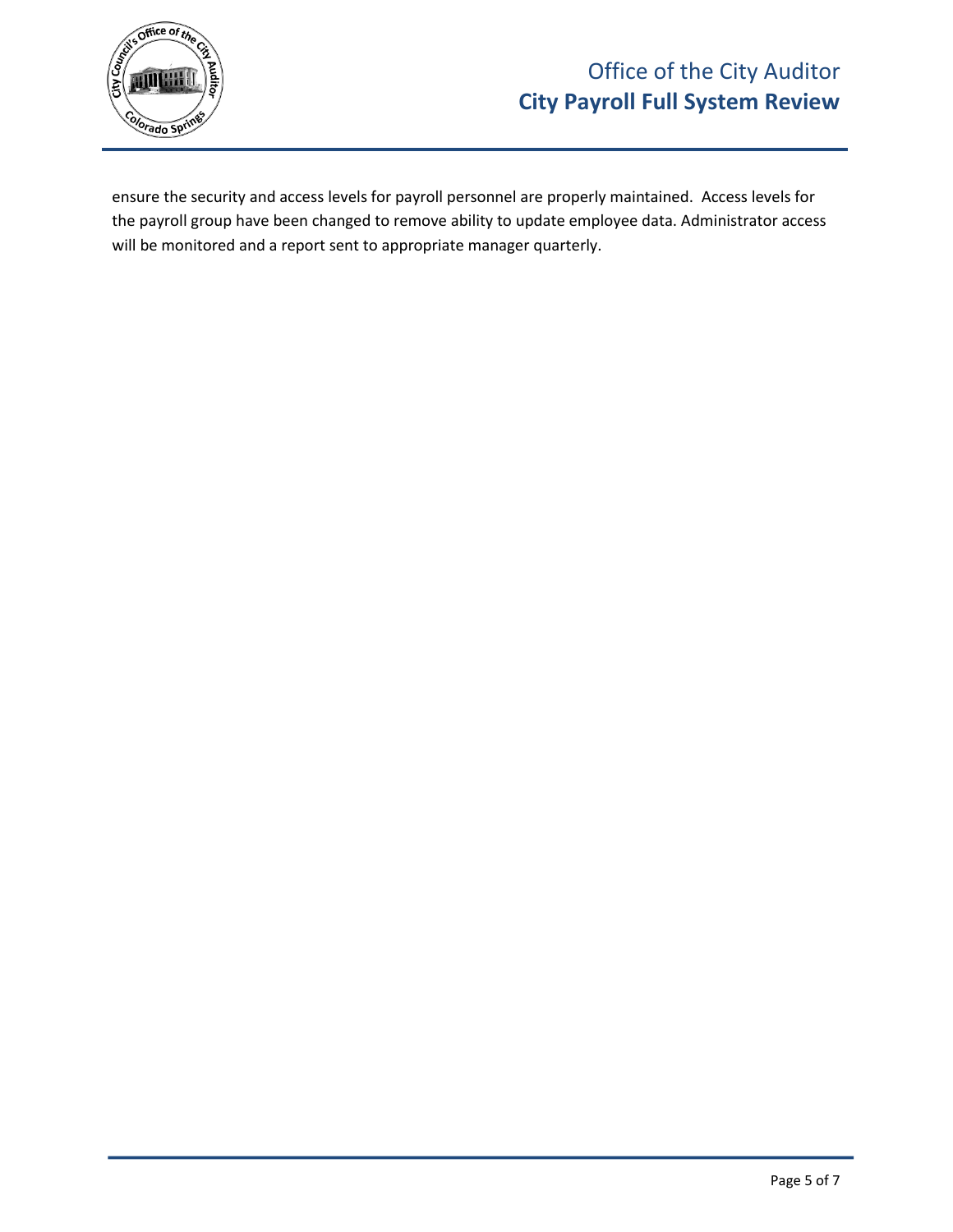ensure the security and access levels for payroll personnel are properly maintained. Access levels for the payroll group have been changed to remove ability to update employee data. Administrator access will be monitored and a report sent to appropriate manager quarterly.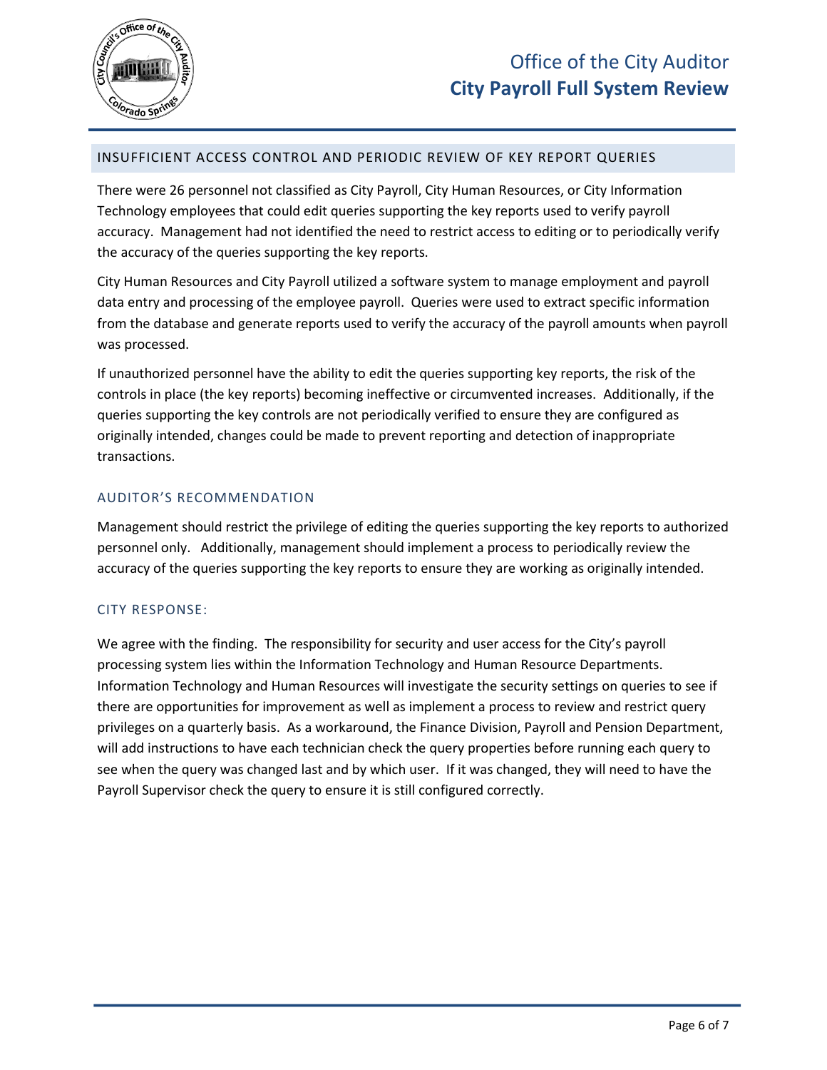## INSUFFICIENT ACCESS CONTROL AND PERIODIC REVIEW OF KEY REPORT QUERIES

There were 26 personnel not classified as City Payroll, City Human Resources, or City Information Technology employees that could edit queries supporting the key reports used to verify payroll accuracy. Management had not identified the need to restrict access to editing or to periodically verify the accuracy of the queries supporting the key reports.

City Human Resources and City Payroll utilized a software system to manage employment and payroll data entry and processing of the employee payroll. Queries were used to extract specific information from the database and generate reports used to verify the accuracy of the payroll amounts when payroll was processed.

If unauthorized personnel have the ability to edit the queries supporting key reports, the risk of the controls in place (the key reports) becoming ineffective or circumvented increases. Additionally, if the queries supporting the key controls are not periodically verified to ensure they are configured as originally intended, changes could be made to prevent reporting and detection of inappropriate transactions.

### AUDITOR'S RECOMMENDATION

Management should restrict the privilege of editing the queries supporting the key reports to authorized personnel only. Additionally, management should implement a process to periodically review the accuracy of the queries supporting the key reports to ensure they are working as originally intended.

### CITY RESPONSE:

We agree with the finding. The responsibility for security and user access for the City's payroll processing system lies within the Information Technology and Human Resource Departments. Information Technology and Human Resources will investigate the security settings on queries to see if there are opportunities for improvement as well as implement a process to review and restrict query privileges on a quarterly basis. As a workaround, the Finance Division, Payroll and Pension Department, will add instructions to have each technician check the query properties before running each query to see when the query was changed last and by which user. If it was changed, they will need to have the Payroll Supervisor check the query to ensure it is still configured correctly.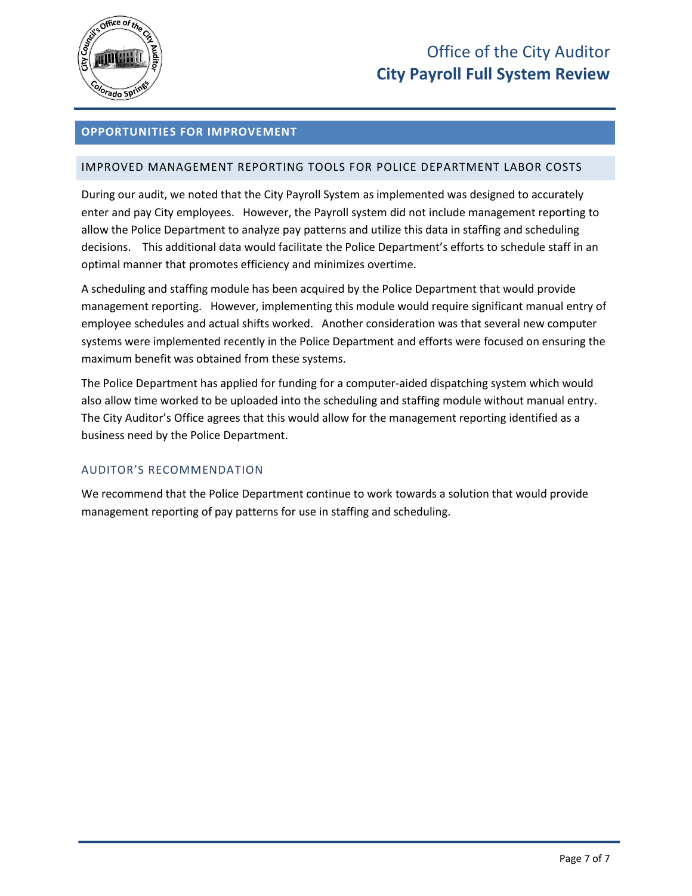## OPPORTUNITIES FOR IMPROVEMENT

### IMPROVED MANAGEMENT REPORTING TOOLS FOR POLICE DEPARTMENT LABOR COSTS

During our audit, we noted that the City Payroll System as implemented was designed to accurately enter and pay City employees. However, the Payroll system did not include management reporting to allow the Police Department to analyze pay patterns and utilize this data in staffing and scheduling decisions. This additional data would facilitate the Police Department's efforts to schedule staff in an optimal manner that promotes efficiency and minimizes overtime.

A scheduling and staffing module has been acquired by the Police Department that would provide management reporting. However, implementing this module would require significant manual entry of employee schedules and actual shifts worked. Another consideration was that several new computer systems were implemented recently in the Police Department and efforts were focused on ensuring the maximum benefit was obtained from these systems.

The Police Department has applied for funding for a computer-aided dispatching system which would also allow time worked to be uploaded into the scheduling and staffing module without manual entry. The City Auditor's Office agrees that this would allow for the management reporting identified as a business need by the Police Department.

#### AUDITOR'S RECOMMENDATION

We recommend that the Police Department continue to work towards a solution that would provide management reporting of pay patterns for use in staffing and scheduling.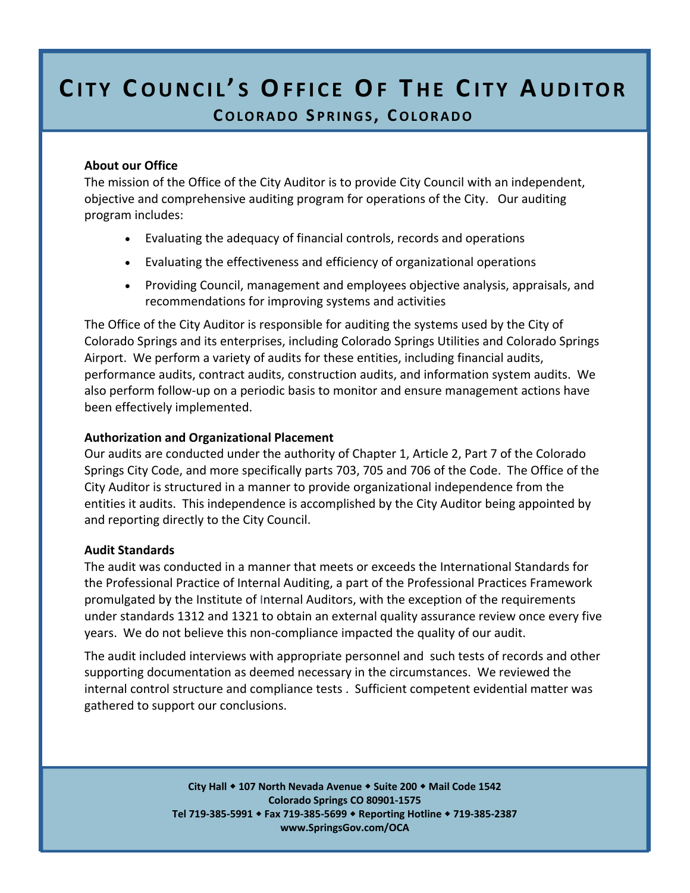# CITY COUNCIL'S OFFICE OF THE CITY AUDITOR

## COLORADO SPRINGS, COLORADO

**About our Office**

The mission of the Office of the City Auditor is to provide City Council with an independent, objective and comprehensive auditing program for operations of the City. Our auditing program includes:

- Evaluating the adequacy of financial controls, records and operations
- Evaluating the effectiveness and efficiency of organizational operations
- Providing Council, management and employees objective analysis, appraisals, and recommendations for improving systems and activities

The Office of the City Auditor is responsible for auditing the systems used by the City of Colorado Springs and its enterprises, including Colorado Springs Utilities and Colorado Springs Airport. We perform a variety of audits for these entities, including financial audits, performance audits, contract audits, construction audits, and information system audits. We also perform follow-up on a periodic basis to monitor and ensure management actions have been effectively implemented.

**Authorization and Organizational Placement**

Our audits are conducted under the authority of Chapter 1, Article 2, Part 7 of the Colorado Springs City Code, and more specifically parts 703, 705 and 706 of the Code. The Office of the City Auditor is structured in a manner to provide organizational independence from the entities it audits. This independence is accomplished by the City Auditor being appointed by and reporting directly to the City Council.

**Audit Standards**

The audit was conducted in a manner that meets or exceeds the International Standards for the Professional Practice of Internal Auditing, a part of the Professional Practices Framework promulgated by the Institute of Internal Auditors, with the exception of the requirements under standards 1312 and 1321 to obtain an external quality assurance review once every five years. We do not believe this non-compliance impacted the quality of our audit.

The audit included interviews with appropriate personnel and such tests of records and other supporting documentation as deemed necessary in the circumstances. We reviewed the internal control structure and compliance tests . Sufficient competent evidential matter was gathered to support our conclusions.

**City Hall ◆ 107 North Nevada Avenue ◆ Suite 200 ◆ Mail Code 1542**
**Colorado Springs CO 80901-1575**
**Tel 719-385-5991 ◆ Fax 719-385-5699 ◆ Reporting Hotline ◆ 719-385-2387**
**www.SpringsGov.com/OCA**